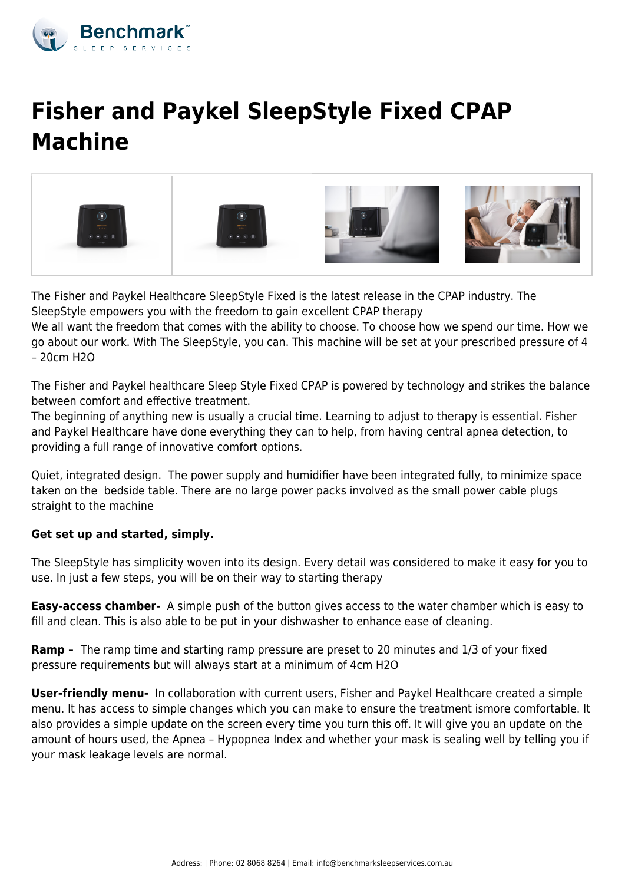# Fisher and Paykel SleepStyle Fixed CPAP Machine

The Fisher and Paykel Healthcare SleepStyle Fixed is the latest release in the CPAP industry. The SleepStyle empowers you with the freedom to gain excellent CPAP therapy
We all want the freedom that comes with the ability to choose. To choose how we spend our time. How we go about our work. With The SleepStyle, you can. This machine will be set at your prescribed pressure of 4 – 20cm H2O

The Fisher and Paykel healthcare Sleep Style Fixed CPAP is powered by technology and strikes the balance between comfort and effective treatment.
The beginning of anything new is usually a crucial time. Learning to adjust to therapy is essential. Fisher and Paykel Healthcare have done everything they can to help, from having central apnea detection, to providing a full range of innovative comfort options.

Quiet, integrated design. The power supply and humidifier have been integrated fully, to minimize space taken on the bedside table. There are no large power packs involved as the small power cable plugs straight to the machine

**Get set up and started, simply.**

The SleepStyle has simplicity woven into its design. Every detail was considered to make it easy for you to use. In just a few steps, you will be on their way to starting therapy

**Easy-access chamber-** A simple push of the button gives access to the water chamber which is easy to fill and clean. This is also able to be put in your dishwasher to enhance ease of cleaning.

**Ramp –** The ramp time and starting ramp pressure are preset to 20 minutes and 1/3 of your fixed pressure requirements but will always start at a minimum of 4cm H2O

**User-friendly menu-** In collaboration with current users, Fisher and Paykel Healthcare created a simple menu. It has access to simple changes which you can make to ensure the treatment ismore comfortable. It also provides a simple update on the screen every time you turn this off. It will give you an update on the amount of hours used, the Apnea – Hypopnea Index and whether your mask is sealing well by telling you if your mask leakage levels are normal.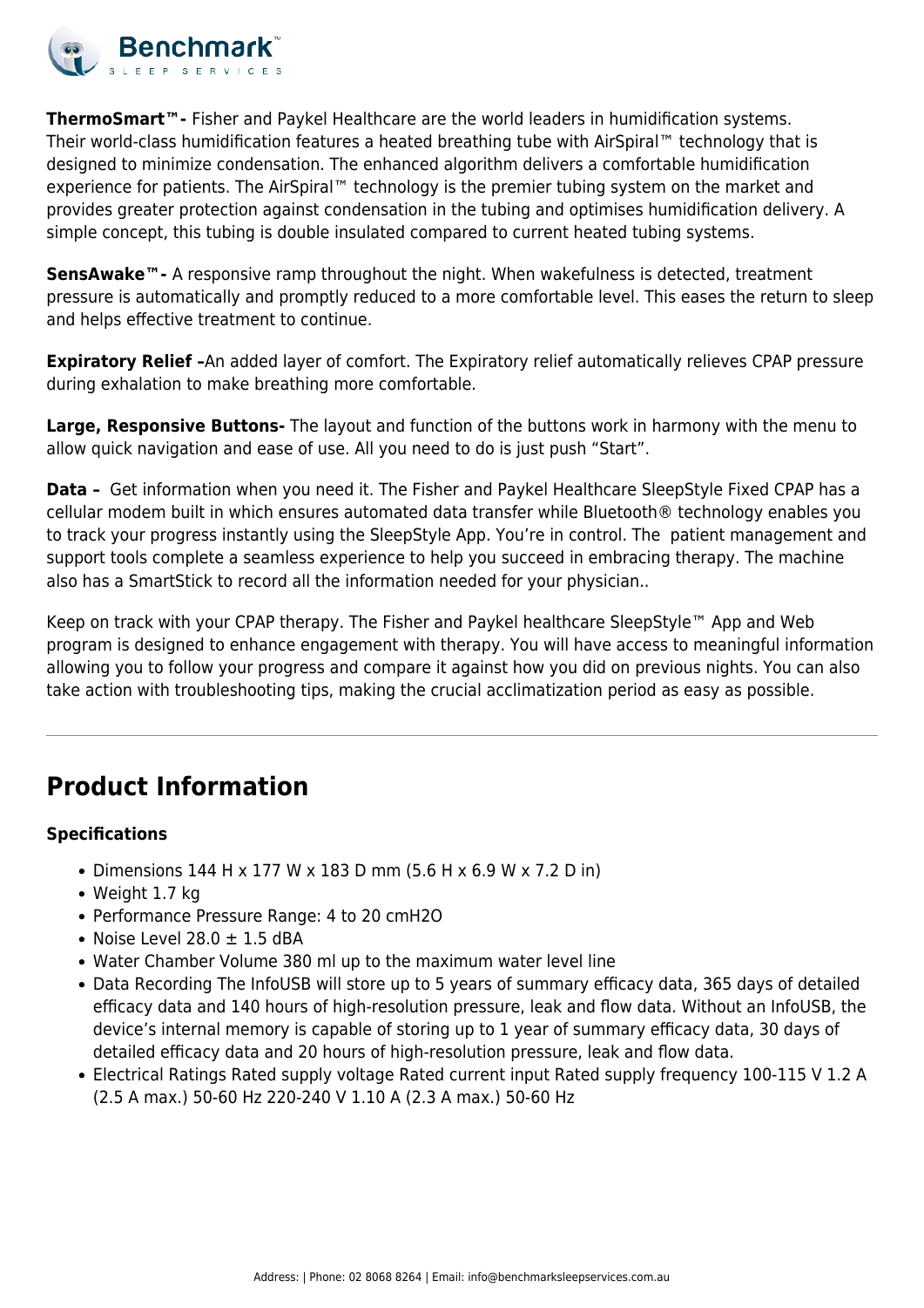**ThermoSmart™-** Fisher and Paykel Healthcare are the world leaders in humidification systems. Their world-class humidification features a heated breathing tube with AirSpiral™ technology that is designed to minimize condensation. The enhanced algorithm delivers a comfortable humidification experience for patients. The AirSpiral™ technology is the premier tubing system on the market and provides greater protection against condensation in the tubing and optimises humidification delivery. A simple concept, this tubing is double insulated compared to current heated tubing systems.

**SensAwake™-** A responsive ramp throughout the night. When wakefulness is detected, treatment pressure is automatically and promptly reduced to a more comfortable level. This eases the return to sleep and helps effective treatment to continue.

**Expiratory Relief –**An added layer of comfort. The Expiratory relief automatically relieves CPAP pressure during exhalation to make breathing more comfortable.

**Large, Responsive Buttons-** The layout and function of the buttons work in harmony with the menu to allow quick navigation and ease of use. All you need to do is just push "Start".

**Data –** Get information when you need it. The Fisher and Paykel Healthcare SleepStyle Fixed CPAP has a cellular modem built in which ensures automated data transfer while Bluetooth® technology enables you to track your progress instantly using the SleepStyle App. You're in control. The patient management and support tools complete a seamless experience to help you succeed in embracing therapy. The machine also has a SmartStick to record all the information needed for your physician..

Keep on track with your CPAP therapy. The Fisher and Paykel healthcare SleepStyle™ App and Web program is designed to enhance engagement with therapy. You will have access to meaningful information allowing you to follow your progress and compare it against how you did on previous nights. You can also take action with troubleshooting tips, making the crucial acclimatization period as easy as possible.

---

## Product Information

### Specifications

- Dimensions 144 H x 177 W x 183 D mm (5.6 H x 6.9 W x 7.2 D in)
- Weight 1.7 kg
- Performance Pressure Range: 4 to 20 cmH2O
- Noise Level 28.0 ± 1.5 dBA
- Water Chamber Volume 380 ml up to the maximum water level line
- Data Recording The InfoUSB will store up to 5 years of summary efficacy data, 365 days of detailed efficacy data and 140 hours of high-resolution pressure, leak and flow data. Without an InfoUSB, the device's internal memory is capable of storing up to 1 year of summary efficacy data, 30 days of detailed efficacy data and 20 hours of high-resolution pressure, leak and flow data.
- Electrical Ratings Rated supply voltage Rated current input Rated supply frequency 100-115 V 1.2 A (2.5 A max.) 50-60 Hz 220-240 V 1.10 A (2.3 A max.) 50-60 Hz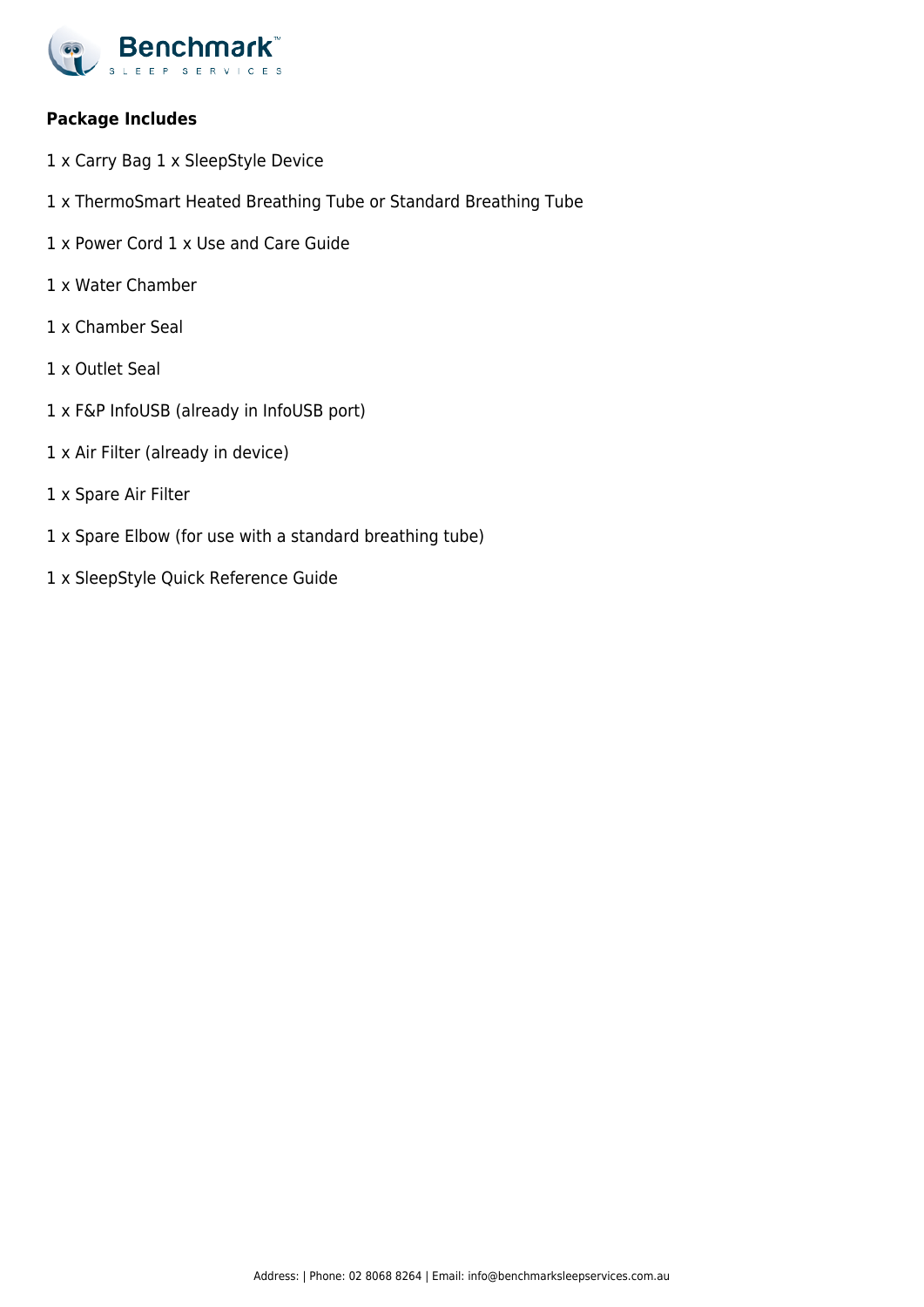**Package Includes**

1 x Carry Bag 1 x SleepStyle Device

1 x ThermoSmart Heated Breathing Tube or Standard Breathing Tube

1 x Power Cord 1 x Use and Care Guide

1 x Water Chamber

1 x Chamber Seal

1 x Outlet Seal

1 x F&P InfoUSB (already in InfoUSB port)

1 x Air Filter (already in device)

1 x Spare Air Filter

1 x Spare Elbow (for use with a standard breathing tube)

1 x SleepStyle Quick Reference Guide